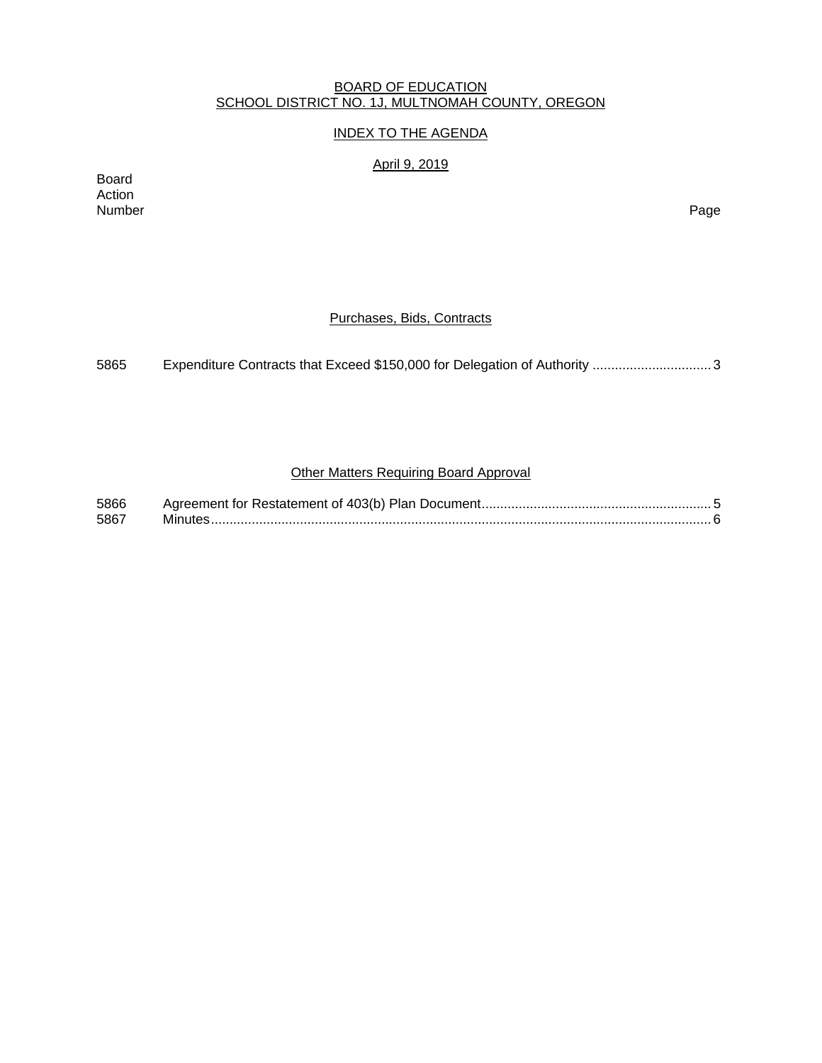# BOARD OF EDUCATION
# SCHOOL DISTRICT NO. 1J, MULTNOMAH COUNTY, OREGON

## INDEX TO THE AGENDA

### April 9, 2019

| Board Action Number | | Page |
|---|---|---|
| | **Purchases, Bids, Contracts** | |
| 5865 | Expenditure Contracts that Exceed $150,000 for Delegation of Authority | 3 |
| | **Other Matters Requiring Board Approval** | |
| 5866 | Agreement for Restatement of 403(b) Plan Document | 5 |
| 5867 | Minutes | 6 |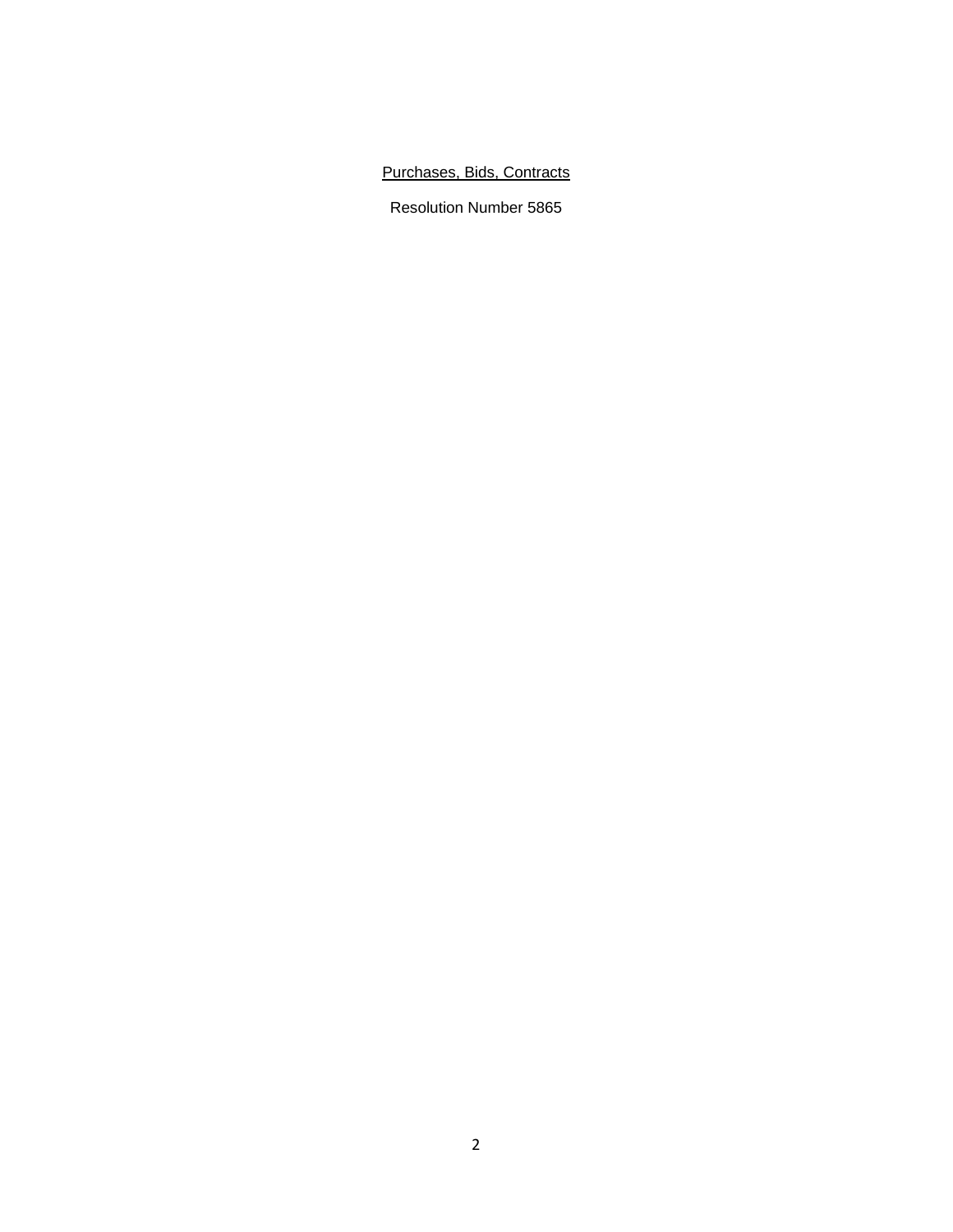<u>Purchases, Bids, Contracts</u>

Resolution Number 5865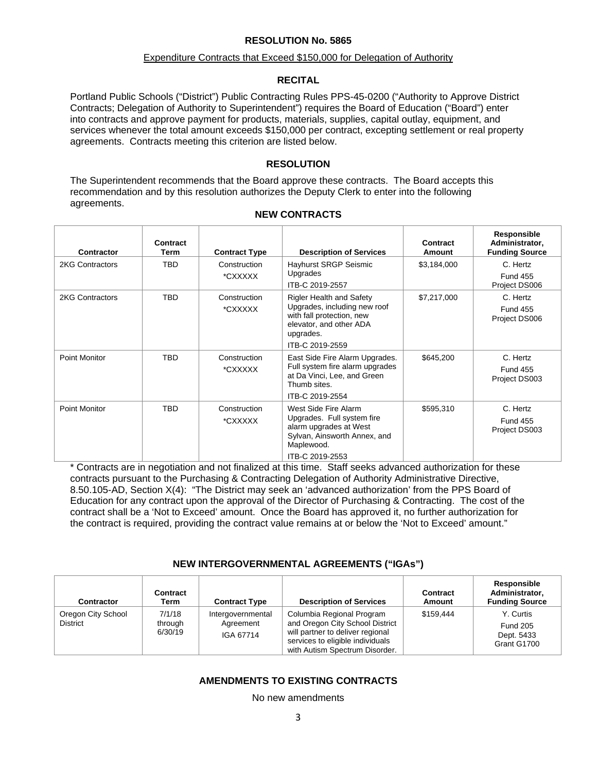**RESOLUTION No. 5865**

Expenditure Contracts that Exceed $150,000 for Delegation of Authority

**RECITAL**

Portland Public Schools ("District") Public Contracting Rules PPS-45-0200 ("Authority to Approve District Contracts; Delegation of Authority to Superintendent") requires the Board of Education ("Board") enter into contracts and approve payment for products, materials, supplies, capital outlay, equipment, and services whenever the total amount exceeds $150,000 per contract, excepting settlement or real property agreements. Contracts meeting this criterion are listed below.

**RESOLUTION**

The Superintendent recommends that the Board approve these contracts. The Board accepts this recommendation and by this resolution authorizes the Deputy Clerk to enter into the following agreements.

**NEW CONTRACTS**

| Contractor | Contract Term | Contract Type | Description of Services | Contract Amount | Responsible Administrator, Funding Source |
|---|---|---|---|---|---|
| 2KG Contractors | TBD | Construction *CXXXXX | Hayhurst SRGP Seismic Upgrades<br>ITB-C 2019-2557 | $3,184,000 | C. Hertz<br>Fund 455<br>Project DS006 |
| 2KG Contractors | TBD | Construction *CXXXXX | Rigler Health and Safety Upgrades, including new roof with fall protection, new elevator, and other ADA upgrades.<br>ITB-C 2019-2559 | $7,217,000 | C. Hertz<br>Fund 455<br>Project DS006 |
| Point Monitor | TBD | Construction *CXXXXX | East Side Fire Alarm Upgrades. Full system fire alarm upgrades at Da Vinci, Lee, and Green Thumb sites.<br>ITB-C 2019-2554 | $645,200 | C. Hertz<br>Fund 455<br>Project DS003 |
| Point Monitor | TBD | Construction *CXXXXX | West Side Fire Alarm Upgrades. Full system fire alarm upgrades at West Sylvan, Ainsworth Annex, and Maplewood.<br>ITB-C 2019-2553 | $595,310 | C. Hertz<br>Fund 455<br>Project DS003 |

* Contracts are in negotiation and not finalized at this time. Staff seeks advanced authorization for these contracts pursuant to the Purchasing & Contracting Delegation of Authority Administrative Directive, 8.50.105-AD, Section X(4): "The District may seek an 'advanced authorization' from the PPS Board of Education for any contract upon the approval of the Director of Purchasing & Contracting. The cost of the contract shall be a 'Not to Exceed' amount. Once the Board has approved it, no further authorization for the contract is required, providing the contract value remains at or below the 'Not to Exceed' amount."

**NEW INTERGOVERNMENTAL AGREEMENTS ("IGAs")**

| Contractor | Contract Term | Contract Type | Description of Services | Contract Amount | Responsible Administrator, Funding Source |
|---|---|---|---|---|---|
| Oregon City School District | 7/1/18 through 6/30/19 | Intergovernmental Agreement IGA 67714 | Columbia Regional Program and Oregon City School District will partner to deliver regional services to eligible individuals with Autism Spectrum Disorder. | $159,444 | Y. Curtis<br>Fund 205<br>Dept. 5433<br>Grant G1700 |

**AMENDMENTS TO EXISTING CONTRACTS**

No new amendments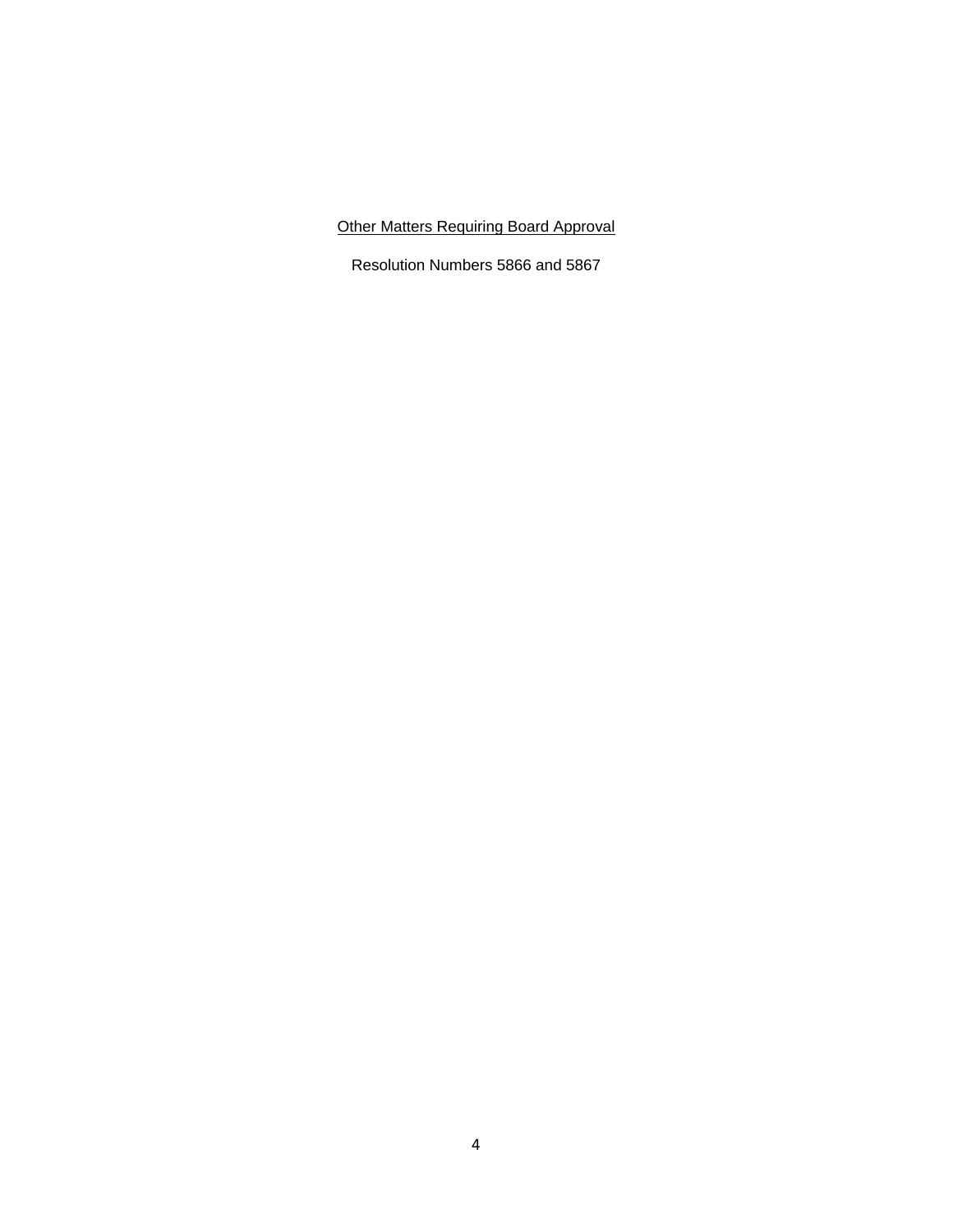<u>Other Matters Requiring Board Approval</u>

Resolution Numbers 5866 and 5867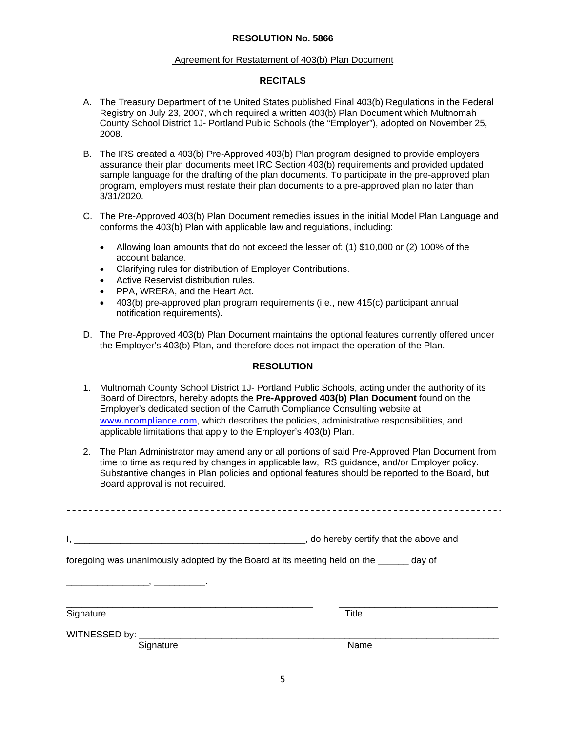**RESOLUTION No. 5866**

Agreement for Restatement of 403(b) Plan Document

**RECITALS**

A. The Treasury Department of the United States published Final 403(b) Regulations in the Federal Registry on July 23, 2007, which required a written 403(b) Plan Document which Multnomah County School District 1J- Portland Public Schools (the "Employer"), adopted on November 25, 2008.

B. The IRS created a 403(b) Pre-Approved 403(b) Plan program designed to provide employers assurance their plan documents meet IRC Section 403(b) requirements and provided updated sample language for the drafting of the plan documents. To participate in the pre-approved plan program, employers must restate their plan documents to a pre-approved plan no later than 3/31/2020.

C. The Pre-Approved 403(b) Plan Document remedies issues in the initial Model Plan Language and conforms the 403(b) Plan with applicable law and regulations, including:

- Allowing loan amounts that do not exceed the lesser of: (1) $10,000 or (2) 100% of the account balance.
- Clarifying rules for distribution of Employer Contributions.
- Active Reservist distribution rules.
- PPA, WRERA, and the Heart Act.
- 403(b) pre-approved plan program requirements (i.e., new 415(c) participant annual notification requirements).

D. The Pre-Approved 403(b) Plan Document maintains the optional features currently offered under the Employer's 403(b) Plan, and therefore does not impact the operation of the Plan.

**RESOLUTION**

1. Multnomah County School District 1J- Portland Public Schools, acting under the authority of its Board of Directors, hereby adopts the **Pre-Approved 403(b) Plan Document** found on the Employer's dedicated section of the Carruth Compliance Consulting website at www.ncompliance.com, which describes the policies, administrative responsibilities, and applicable limitations that apply to the Employer's 403(b) Plan.

2. The Plan Administrator may amend any or all portions of said Pre-Approved Plan Document from time to time as required by changes in applicable law, IRS guidance, and/or Employer policy. Substantive changes in Plan policies and optional features should be reported to the Board, but Board approval is not required.

---

I, ______________________________________________, do hereby certify that the above and foregoing was unanimously adopted by the Board at its meeting held on the ______ day of ________________, __________.

_________________________________________________ ______________________________

Signature Title

WITNESSED by: ______________________________________________________________

Signature Name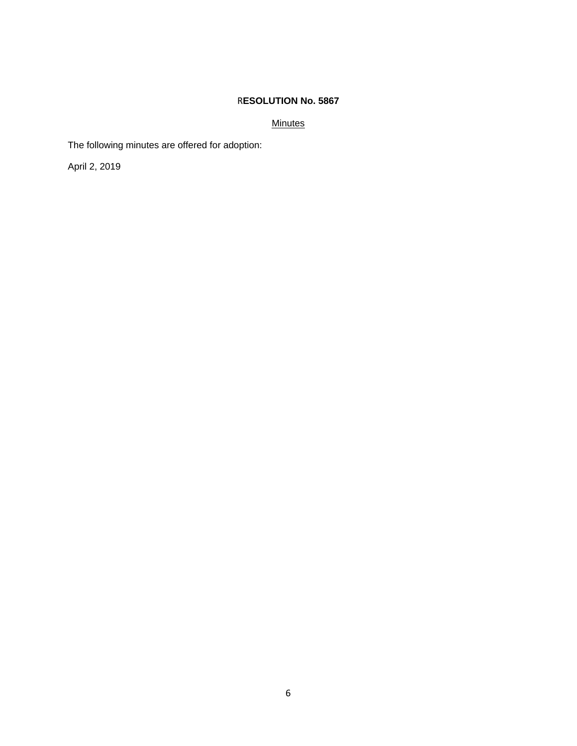**RESOLUTION No. 5867**

Minutes

The following minutes are offered for adoption:

April 2, 2019